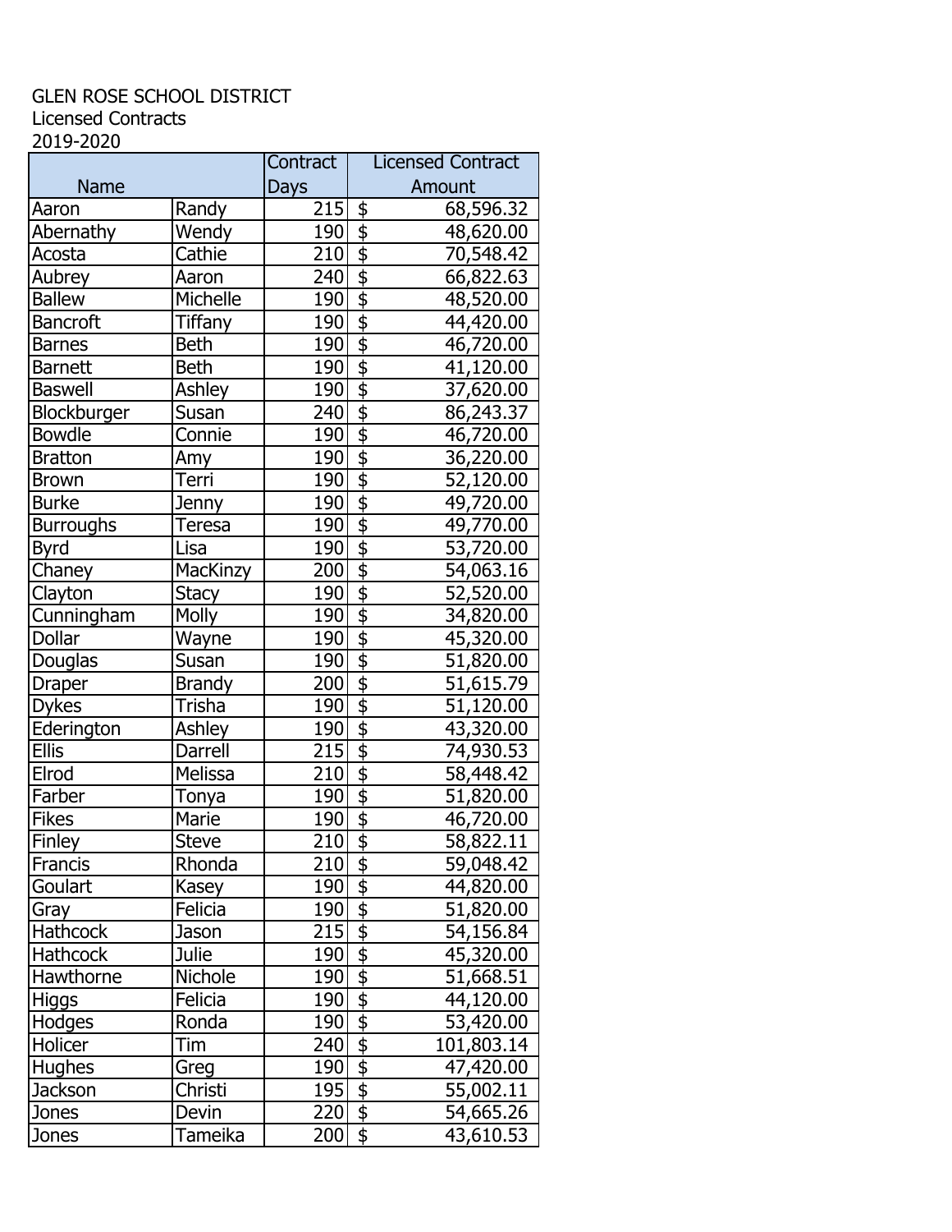GLEN ROSE SCHOOL DISTRICT
Licensed Contracts
2019-2020

| Name | | Contract Days | Licensed Contract Amount |
|---|---|---|---|
| Aaron | Randy | 215 | $ 68,596.32 |
| Abernathy | Wendy | 190 | $ 48,620.00 |
| Acosta | Cathie | 210 | $ 70,548.42 |
| Aubrey | Aaron | 240 | $ 66,822.63 |
| Ballew | Michelle | 190 | $ 48,520.00 |
| Bancroft | Tiffany | 190 | $ 44,420.00 |
| Barnes | Beth | 190 | $ 46,720.00 |
| Barnett | Beth | 190 | $ 41,120.00 |
| Baswell | Ashley | 190 | $ 37,620.00 |
| Blockburger | Susan | 240 | $ 86,243.37 |
| Bowdle | Connie | 190 | $ 46,720.00 |
| Bratton | Amy | 190 | $ 36,220.00 |
| Brown | Terri | 190 | $ 52,120.00 |
| Burke | Jenny | 190 | $ 49,720.00 |
| Burroughs | Teresa | 190 | $ 49,770.00 |
| Byrd | Lisa | 190 | $ 53,720.00 |
| Chaney | MacKinzy | 200 | $ 54,063.16 |
| Clayton | Stacy | 190 | $ 52,520.00 |
| Cunningham | Molly | 190 | $ 34,820.00 |
| Dollar | Wayne | 190 | $ 45,320.00 |
| Douglas | Susan | 190 | $ 51,820.00 |
| Draper | Brandy | 200 | $ 51,615.79 |
| Dykes | Trisha | 190 | $ 51,120.00 |
| Ederington | Ashley | 190 | $ 43,320.00 |
| Ellis | Darrell | 215 | $ 74,930.53 |
| Elrod | Melissa | 210 | $ 58,448.42 |
| Farber | Tonya | 190 | $ 51,820.00 |
| Fikes | Marie | 190 | $ 46,720.00 |
| Finley | Steve | 210 | $ 58,822.11 |
| Francis | Rhonda | 210 | $ 59,048.42 |
| Goulart | Kasey | 190 | $ 44,820.00 |
| Gray | Felicia | 190 | $ 51,820.00 |
| Hathcock | Jason | 215 | $ 54,156.84 |
| Hathcock | Julie | 190 | $ 45,320.00 |
| Hawthorne | Nichole | 190 | $ 51,668.51 |
| Higgs | Felicia | 190 | $ 44,120.00 |
| Hodges | Ronda | 190 | $ 53,420.00 |
| Holicer | Tim | 240 | $ 101,803.14 |
| Hughes | Greg | 190 | $ 47,420.00 |
| Jackson | Christi | 195 | $ 55,002.11 |
| Jones | Devin | 220 | $ 54,665.26 |
| Jones | Tameika | 200 | $ 43,610.53 |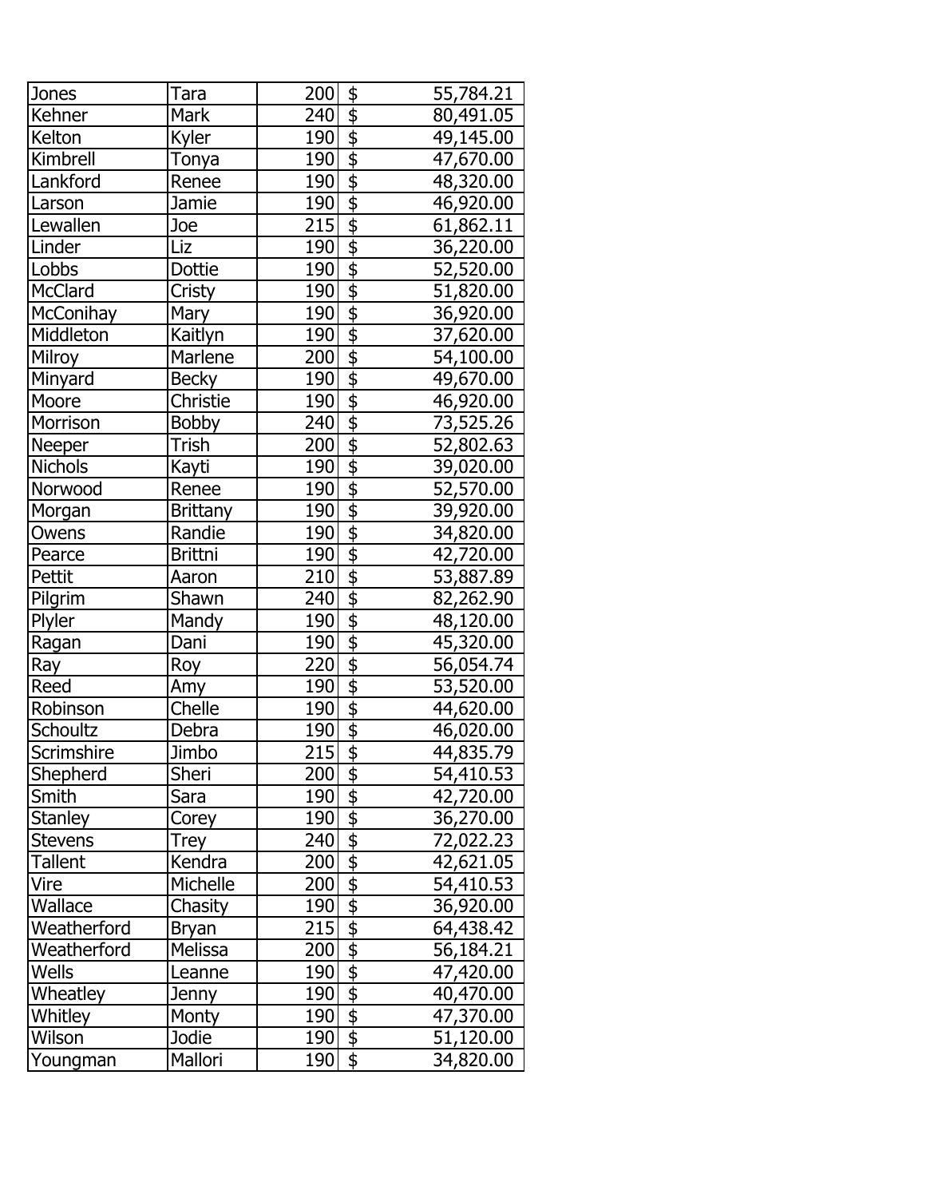| | | | | |
|---|---|---|---|---|
| Jones | Tara | 200 | $ | 55,784.21 |
| Kehner | Mark | 240 | $ | 80,491.05 |
| Kelton | Kyler | 190 | $ | 49,145.00 |
| Kimbrell | Tonya | 190 | $ | 47,670.00 |
| Lankford | Renee | 190 | $ | 48,320.00 |
| Larson | Jamie | 190 | $ | 46,920.00 |
| Lewallen | Joe | 215 | $ | 61,862.11 |
| Linder | Liz | 190 | $ | 36,220.00 |
| Lobbs | Dottie | 190 | $ | 52,520.00 |
| McClard | Cristy | 190 | $ | 51,820.00 |
| McConihay | Mary | 190 | $ | 36,920.00 |
| Middleton | Kaitlyn | 190 | $ | 37,620.00 |
| Milroy | Marlene | 200 | $ | 54,100.00 |
| Minyard | Becky | 190 | $ | 49,670.00 |
| Moore | Christie | 190 | $ | 46,920.00 |
| Morrison | Bobby | 240 | $ | 73,525.26 |
| Neeper | Trish | 200 | $ | 52,802.63 |
| Nichols | Kayti | 190 | $ | 39,020.00 |
| Norwood | Renee | 190 | $ | 52,570.00 |
| Morgan | Brittany | 190 | $ | 39,920.00 |
| Owens | Randie | 190 | $ | 34,820.00 |
| Pearce | Brittni | 190 | $ | 42,720.00 |
| Pettit | Aaron | 210 | $ | 53,887.89 |
| Pilgrim | Shawn | 240 | $ | 82,262.90 |
| Plyler | Mandy | 190 | $ | 48,120.00 |
| Ragan | Dani | 190 | $ | 45,320.00 |
| Ray | Roy | 220 | $ | 56,054.74 |
| Reed | Amy | 190 | $ | 53,520.00 |
| Robinson | Chelle | 190 | $ | 44,620.00 |
| Schoultz | Debra | 190 | $ | 46,020.00 |
| Scrimshire | Jimbo | 215 | $ | 44,835.79 |
| Shepherd | Sheri | 200 | $ | 54,410.53 |
| Smith | Sara | 190 | $ | 42,720.00 |
| Stanley | Corey | 190 | $ | 36,270.00 |
| Stevens | Trey | 240 | $ | 72,022.23 |
| Tallent | Kendra | 200 | $ | 42,621.05 |
| Vire | Michelle | 200 | $ | 54,410.53 |
| Wallace | Chasity | 190 | $ | 36,920.00 |
| Weatherford | Bryan | 215 | $ | 64,438.42 |
| Weatherford | Melissa | 200 | $ | 56,184.21 |
| Wells | Leanne | 190 | $ | 47,420.00 |
| Wheatley | Jenny | 190 | $ | 40,470.00 |
| Whitley | Monty | 190 | $ | 47,370.00 |
| Wilson | Jodie | 190 | $ | 51,120.00 |
| Youngman | Mallori | 190 | $ | 34,820.00 |